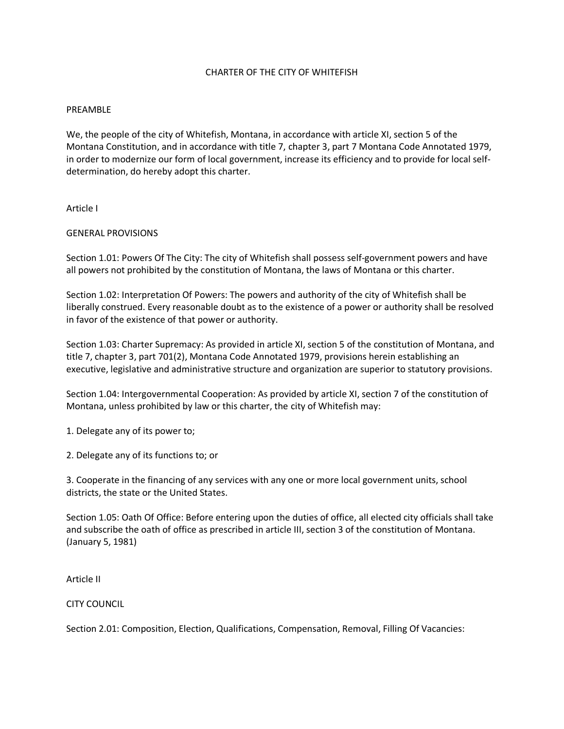# CHARTER OF THE CITY OF WHITEFISH

## PREAMBLE

We, the people of the city of Whitefish, Montana, in accordance with article XI, section 5 of the Montana Constitution, and in accordance with title 7, chapter 3, part 7 Montana Code Annotated 1979, in order to modernize our form of local government, increase its efficiency and to provide for local self-determination, do hereby adopt this charter.

## Article I

### GENERAL PROVISIONS

Section 1.01: Powers Of The City: The city of Whitefish shall possess self-government powers and have all powers not prohibited by the constitution of Montana, the laws of Montana or this charter.

Section 1.02: Interpretation Of Powers: The powers and authority of the city of Whitefish shall be liberally construed. Every reasonable doubt as to the existence of a power or authority shall be resolved in favor of the existence of that power or authority.

Section 1.03: Charter Supremacy: As provided in article XI, section 5 of the constitution of Montana, and title 7, chapter 3, part 701(2), Montana Code Annotated 1979, provisions herein establishing an executive, legislative and administrative structure and organization are superior to statutory provisions.

Section 1.04: Intergovernmental Cooperation: As provided by article XI, section 7 of the constitution of Montana, unless prohibited by law or this charter, the city of Whitefish may:

1. Delegate any of its power to;

2. Delegate any of its functions to; or

3. Cooperate in the financing of any services with any one or more local government units, school districts, the state or the United States.

Section 1.05: Oath Of Office: Before entering upon the duties of office, all elected city officials shall take and subscribe the oath of office as prescribed in article III, section 3 of the constitution of Montana. (January 5, 1981)

## Article II

### CITY COUNCIL

Section 2.01: Composition, Election, Qualifications, Compensation, Removal, Filling Of Vacancies: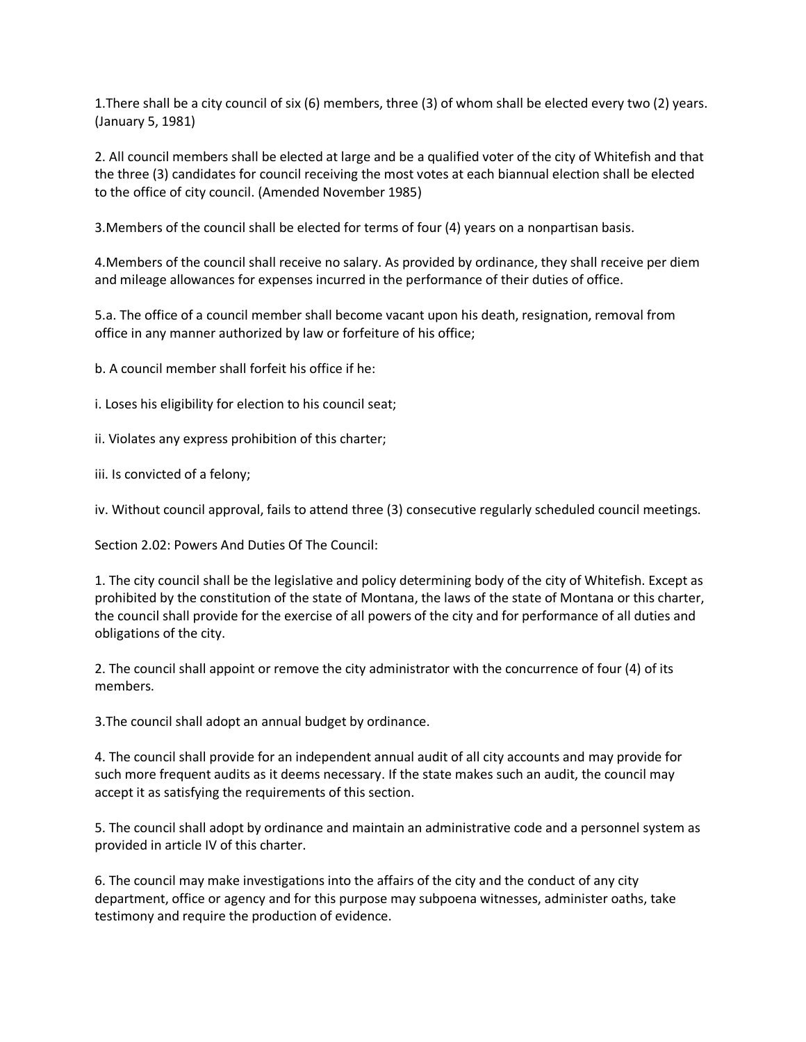1.There shall be a city council of six (6) members, three (3) of whom shall be elected every two (2) years. (January 5, 1981)

2. All council members shall be elected at large and be a qualified voter of the city of Whitefish and that the three (3) candidates for council receiving the most votes at each biannual election shall be elected to the office of city council. (Amended November 1985)

3.Members of the council shall be elected for terms of four (4) years on a nonpartisan basis.

4.Members of the council shall receive no salary. As provided by ordinance, they shall receive per diem and mileage allowances for expenses incurred in the performance of their duties of office.

5.a. The office of a council member shall become vacant upon his death, resignation, removal from office in any manner authorized by law or forfeiture of his office;

b. A council member shall forfeit his office if he:

i. Loses his eligibility for election to his council seat;

ii. Violates any express prohibition of this charter;

iii. Is convicted of a felony;

iv. Without council approval, fails to attend three (3) consecutive regularly scheduled council meetings.

Section 2.02: Powers And Duties Of The Council:

1. The city council shall be the legislative and policy determining body of the city of Whitefish. Except as prohibited by the constitution of the state of Montana, the laws of the state of Montana or this charter, the council shall provide for the exercise of all powers of the city and for performance of all duties and obligations of the city.

2. The council shall appoint or remove the city administrator with the concurrence of four (4) of its members.

3.The council shall adopt an annual budget by ordinance.

4. The council shall provide for an independent annual audit of all city accounts and may provide for such more frequent audits as it deems necessary. If the state makes such an audit, the council may accept it as satisfying the requirements of this section.

5. The council shall adopt by ordinance and maintain an administrative code and a personnel system as provided in article IV of this charter.

6. The council may make investigations into the affairs of the city and the conduct of any city department, office or agency and for this purpose may subpoena witnesses, administer oaths, take testimony and require the production of evidence.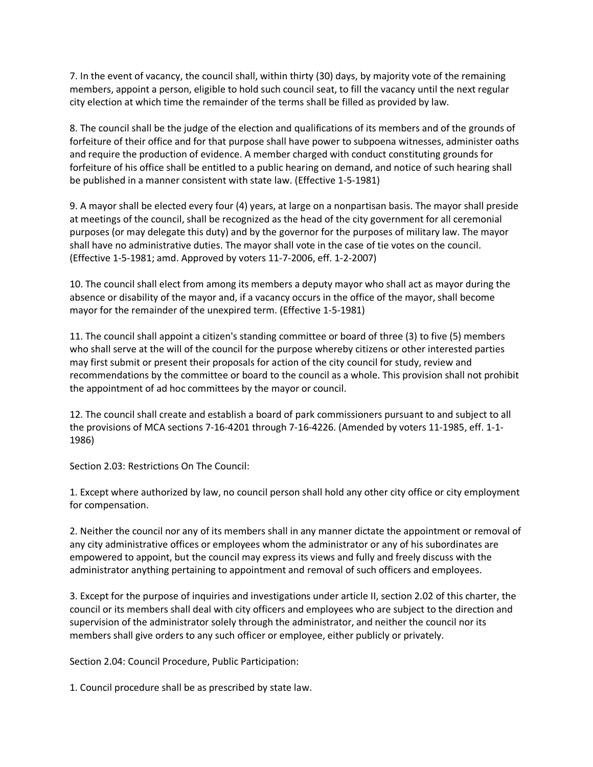7. In the event of vacancy, the council shall, within thirty (30) days, by majority vote of the remaining members, appoint a person, eligible to hold such council seat, to fill the vacancy until the next regular city election at which time the remainder of the terms shall be filled as provided by law.

8. The council shall be the judge of the election and qualifications of its members and of the grounds of forfeiture of their office and for that purpose shall have power to subpoena witnesses, administer oaths and require the production of evidence. A member charged with conduct constituting grounds for forfeiture of his office shall be entitled to a public hearing on demand, and notice of such hearing shall be published in a manner consistent with state law. (Effective 1-5-1981)

9. A mayor shall be elected every four (4) years, at large on a nonpartisan basis. The mayor shall preside at meetings of the council, shall be recognized as the head of the city government for all ceremonial purposes (or may delegate this duty) and by the governor for the purposes of military law. The mayor shall have no administrative duties. The mayor shall vote in the case of tie votes on the council. (Effective 1-5-1981; amd. Approved by voters 11-7-2006, eff. 1-2-2007)

10. The council shall elect from among its members a deputy mayor who shall act as mayor during the absence or disability of the mayor and, if a vacancy occurs in the office of the mayor, shall become mayor for the remainder of the unexpired term. (Effective 1-5-1981)

11. The council shall appoint a citizen's standing committee or board of three (3) to five (5) members who shall serve at the will of the council for the purpose whereby citizens or other interested parties may first submit or present their proposals for action of the city council for study, review and recommendations by the committee or board to the council as a whole. This provision shall not prohibit the appointment of ad hoc committees by the mayor or council.

12. The council shall create and establish a board of park commissioners pursuant to and subject to all the provisions of MCA sections 7-16-4201 through 7-16-4226. (Amended by voters 11-1985, eff. 1-1-1986)

Section 2.03: Restrictions On The Council:

1. Except where authorized by law, no council person shall hold any other city office or city employment for compensation.

2. Neither the council nor any of its members shall in any manner dictate the appointment or removal of any city administrative offices or employees whom the administrator or any of his subordinates are empowered to appoint, but the council may express its views and fully and freely discuss with the administrator anything pertaining to appointment and removal of such officers and employees.

3. Except for the purpose of inquiries and investigations under article II, section 2.02 of this charter, the council or its members shall deal with city officers and employees who are subject to the direction and supervision of the administrator solely through the administrator, and neither the council nor its members shall give orders to any such officer or employee, either publicly or privately.

Section 2.04: Council Procedure, Public Participation:

1. Council procedure shall be as prescribed by state law.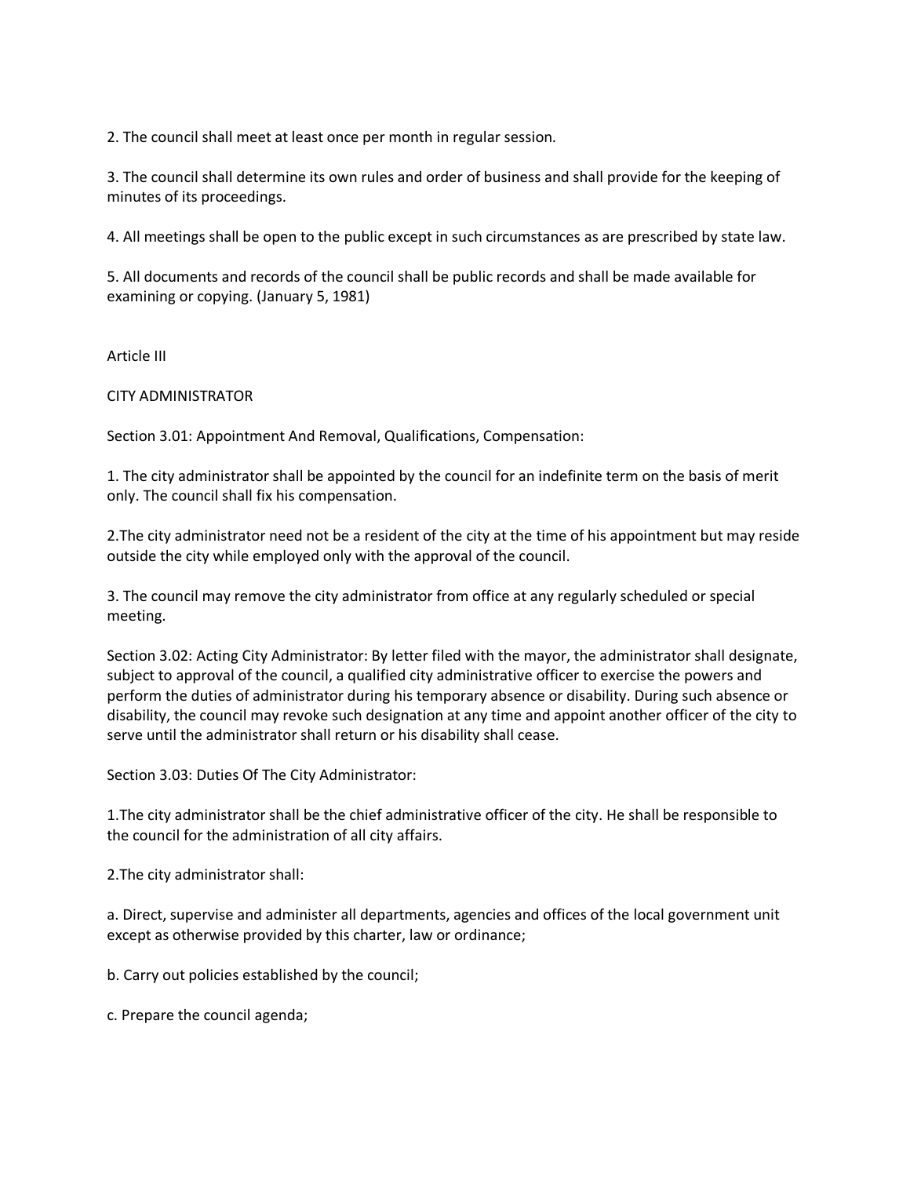2. The council shall meet at least once per month in regular session.

3. The council shall determine its own rules and order of business and shall provide for the keeping of minutes of its proceedings.

4. All meetings shall be open to the public except in such circumstances as are prescribed by state law.

5. All documents and records of the council shall be public records and shall be made available for examining or copying. (January 5, 1981)

## Article III

## CITY ADMINISTRATOR

### Section 3.01: Appointment And Removal, Qualifications, Compensation:

1. The city administrator shall be appointed by the council for an indefinite term on the basis of merit only. The council shall fix his compensation.

2.The city administrator need not be a resident of the city at the time of his appointment but may reside outside the city while employed only with the approval of the council.

3. The council may remove the city administrator from office at any regularly scheduled or special meeting.

**Section 3.02: Acting City Administrator:** By letter filed with the mayor, the administrator shall designate, subject to approval of the council, a qualified city administrative officer to exercise the powers and perform the duties of administrator during his temporary absence or disability. During such absence or disability, the council may revoke such designation at any time and appoint another officer of the city to serve until the administrator shall return or his disability shall cease.

### Section 3.03: Duties Of The City Administrator:

1.The city administrator shall be the chief administrative officer of the city. He shall be responsible to the council for the administration of all city affairs.

2.The city administrator shall:

a. Direct, supervise and administer all departments, agencies and offices of the local government unit except as otherwise provided by this charter, law or ordinance;

b. Carry out policies established by the council;

c. Prepare the council agenda;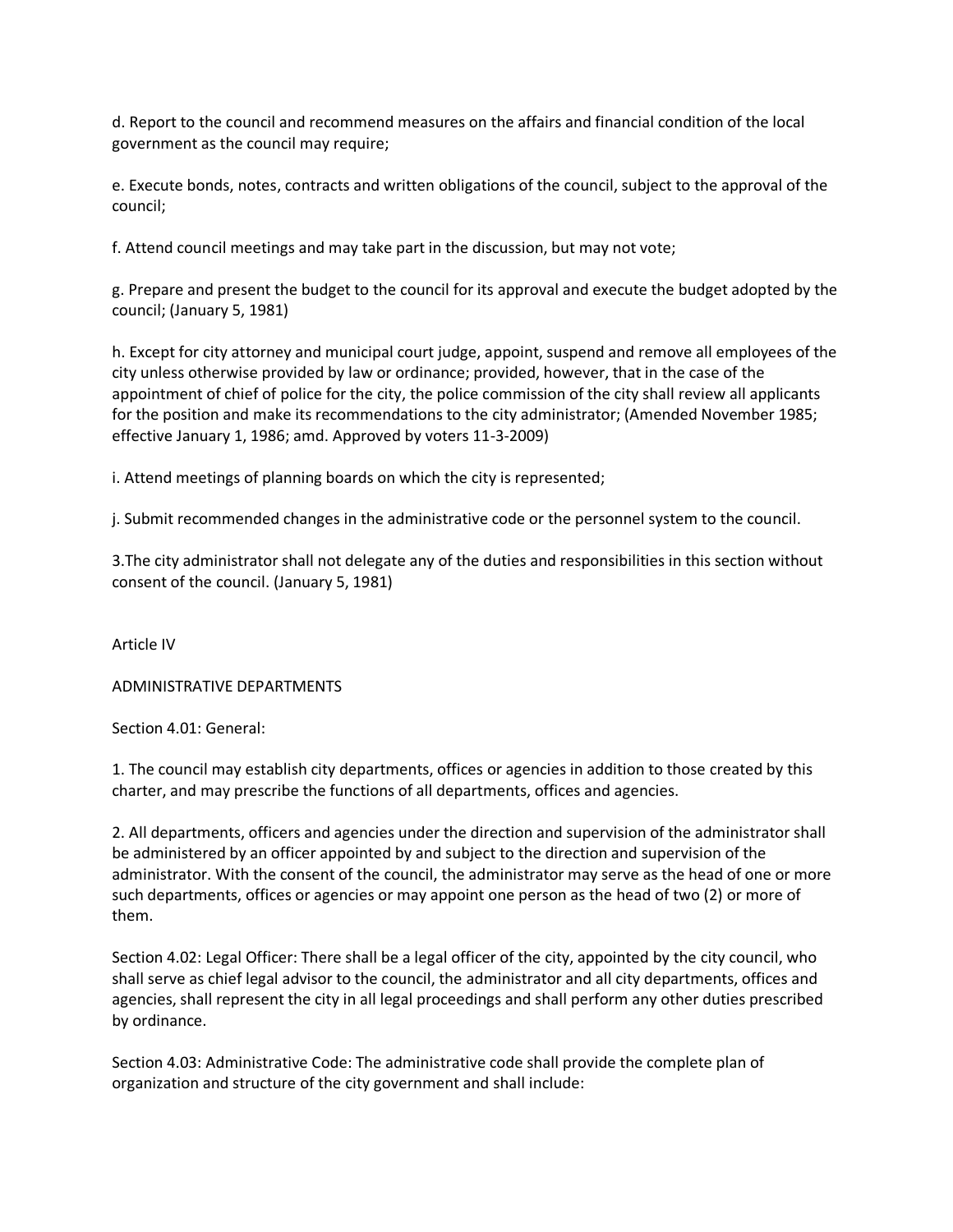d. Report to the council and recommend measures on the affairs and financial condition of the local government as the council may require;

e. Execute bonds, notes, contracts and written obligations of the council, subject to the approval of the council;

f. Attend council meetings and may take part in the discussion, but may not vote;

g. Prepare and present the budget to the council for its approval and execute the budget adopted by the council; (January 5, 1981)

h. Except for city attorney and municipal court judge, appoint, suspend and remove all employees of the city unless otherwise provided by law or ordinance; provided, however, that in the case of the appointment of chief of police for the city, the police commission of the city shall review all applicants for the position and make its recommendations to the city administrator; (Amended November 1985; effective January 1, 1986; amd. Approved by voters 11-3-2009)

i. Attend meetings of planning boards on which the city is represented;

j. Submit recommended changes in the administrative code or the personnel system to the council.

3.The city administrator shall not delegate any of the duties and responsibilities in this section without consent of the council. (January 5, 1981)

## Article IV

## ADMINISTRATIVE DEPARTMENTS

Section 4.01: General:

1. The council may establish city departments, offices or agencies in addition to those created by this charter, and may prescribe the functions of all departments, offices and agencies.

2. All departments, officers and agencies under the direction and supervision of the administrator shall be administered by an officer appointed by and subject to the direction and supervision of the administrator. With the consent of the council, the administrator may serve as the head of one or more such departments, offices or agencies or may appoint one person as the head of two (2) or more of them.

Section 4.02: Legal Officer: There shall be a legal officer of the city, appointed by the city council, who shall serve as chief legal advisor to the council, the administrator and all city departments, offices and agencies, shall represent the city in all legal proceedings and shall perform any other duties prescribed by ordinance.

Section 4.03: Administrative Code: The administrative code shall provide the complete plan of organization and structure of the city government and shall include: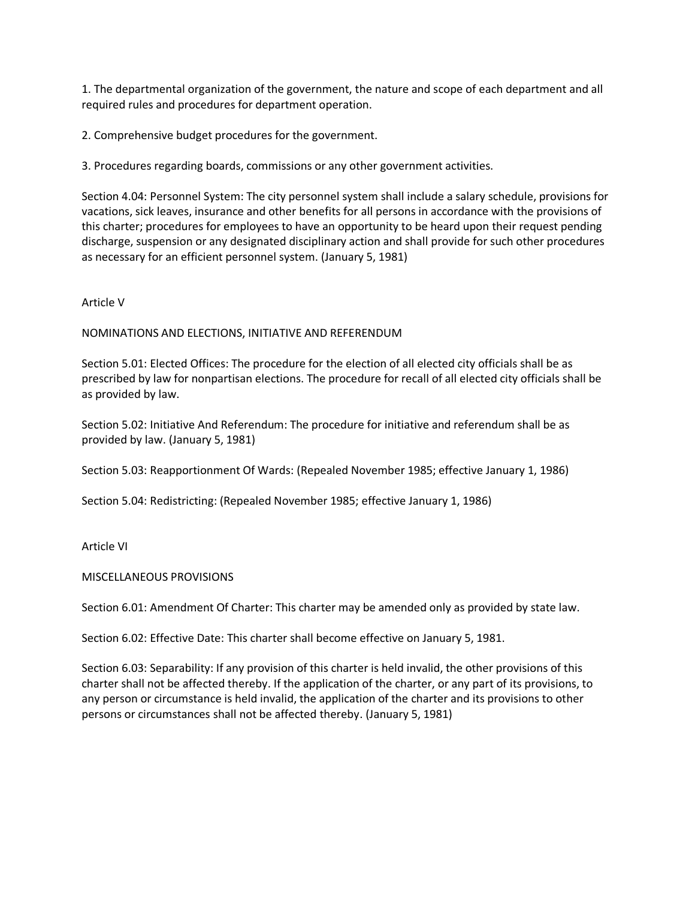1. The departmental organization of the government, the nature and scope of each department and all required rules and procedures for department operation.

2. Comprehensive budget procedures for the government.

3. Procedures regarding boards, commissions or any other government activities.

Section 4.04: Personnel System: The city personnel system shall include a salary schedule, provisions for vacations, sick leaves, insurance and other benefits for all persons in accordance with the provisions of this charter; procedures for employees to have an opportunity to be heard upon their request pending discharge, suspension or any designated disciplinary action and shall provide for such other procedures as necessary for an efficient personnel system. (January 5, 1981)

## Article V

## NOMINATIONS AND ELECTIONS, INITIATIVE AND REFERENDUM

Section 5.01: Elected Offices: The procedure for the election of all elected city officials shall be as prescribed by law for nonpartisan elections. The procedure for recall of all elected city officials shall be as provided by law.

Section 5.02: Initiative And Referendum: The procedure for initiative and referendum shall be as provided by law. (January 5, 1981)

Section 5.03: Reapportionment Of Wards: (Repealed November 1985; effective January 1, 1986)

Section 5.04: Redistricting: (Repealed November 1985; effective January 1, 1986)

## Article VI

## MISCELLANEOUS PROVISIONS

Section 6.01: Amendment Of Charter: This charter may be amended only as provided by state law.

Section 6.02: Effective Date: This charter shall become effective on January 5, 1981.

Section 6.03: Separability: If any provision of this charter is held invalid, the other provisions of this charter shall not be affected thereby. If the application of the charter, or any part of its provisions, to any person or circumstance is held invalid, the application of the charter and its provisions to other persons or circumstances shall not be affected thereby. (January 5, 1981)